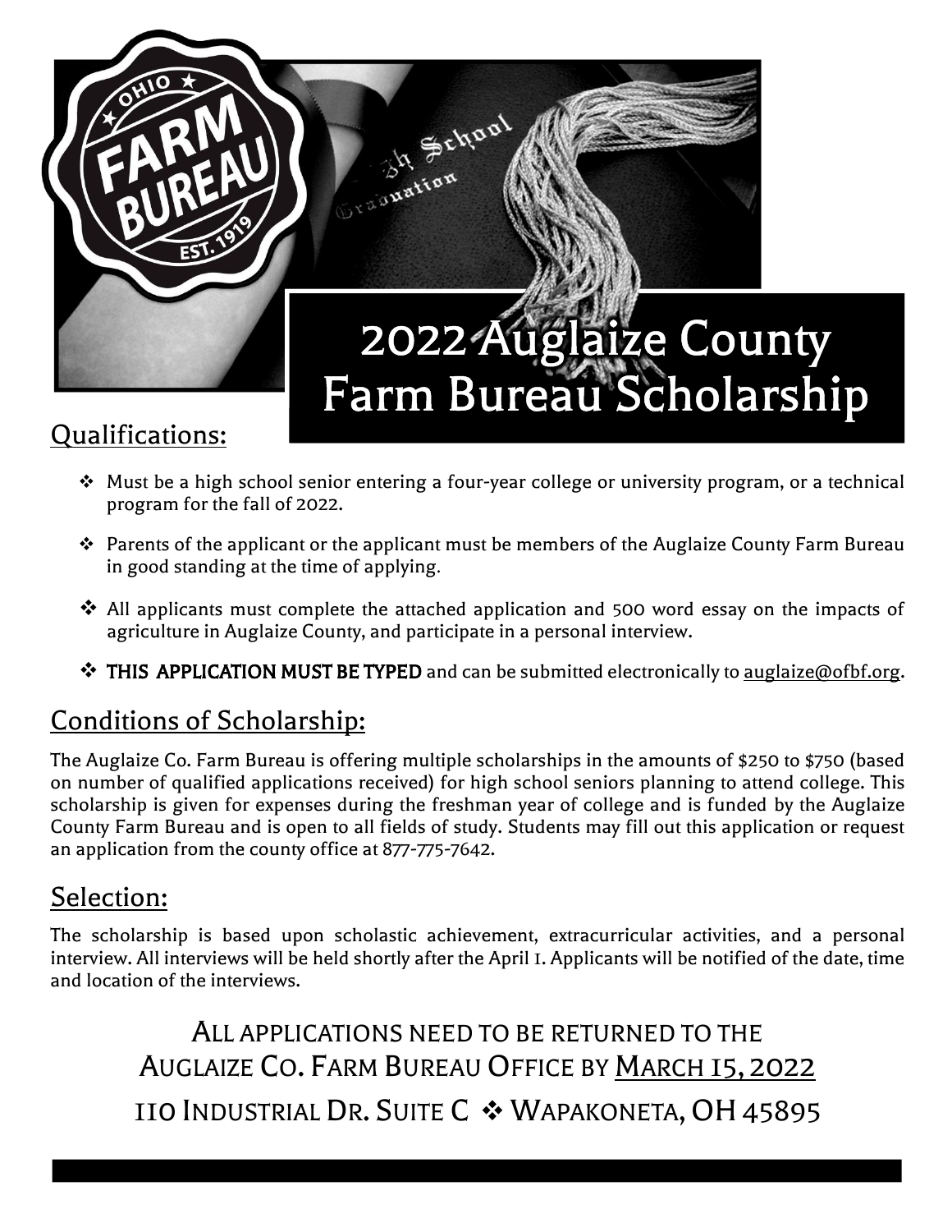# 2022 Auglaize County Farm Bureau Scholarship

## Qualifications:

- Must be a high school senior entering a four-year college or university program, or a technical program for the fall of 2022.
- Parents of the applicant or the applicant must be members of the Auglaize County Farm Bureau in good standing at the time of applying.
- All applicants must complete the attached application and 500 word essay on the impacts of agriculture in Auglaize County, and participate in a personal interview.
- **THIS APPLICATION MUST BE TYPED** and can be submitted electronically to auglaize@ofbf.org.

## Conditions of Scholarship:

The Auglaize Co. Farm Bureau is offering multiple scholarships in the amounts of $250 to $750 (based on number of qualified applications received) for high school seniors planning to attend college. This scholarship is given for expenses during the freshman year of college and is funded by the Auglaize County Farm Bureau and is open to all fields of study. Students may fill out this application or request an application from the county office at 877-775-7642.

## Selection:

The scholarship is based upon scholastic achievement, extracurricular activities, and a personal interview. All interviews will be held shortly after the April 1. Applicants will be notified of the date, time and location of the interviews.

ALL APPLICATIONS NEED TO BE RETURNED TO THE AUGLAIZE CO. FARM BUREAU OFFICE BY MARCH 15, 2022

110 INDUSTRIAL DR. SUITE C ❖ WAPAKONETA, OH 45895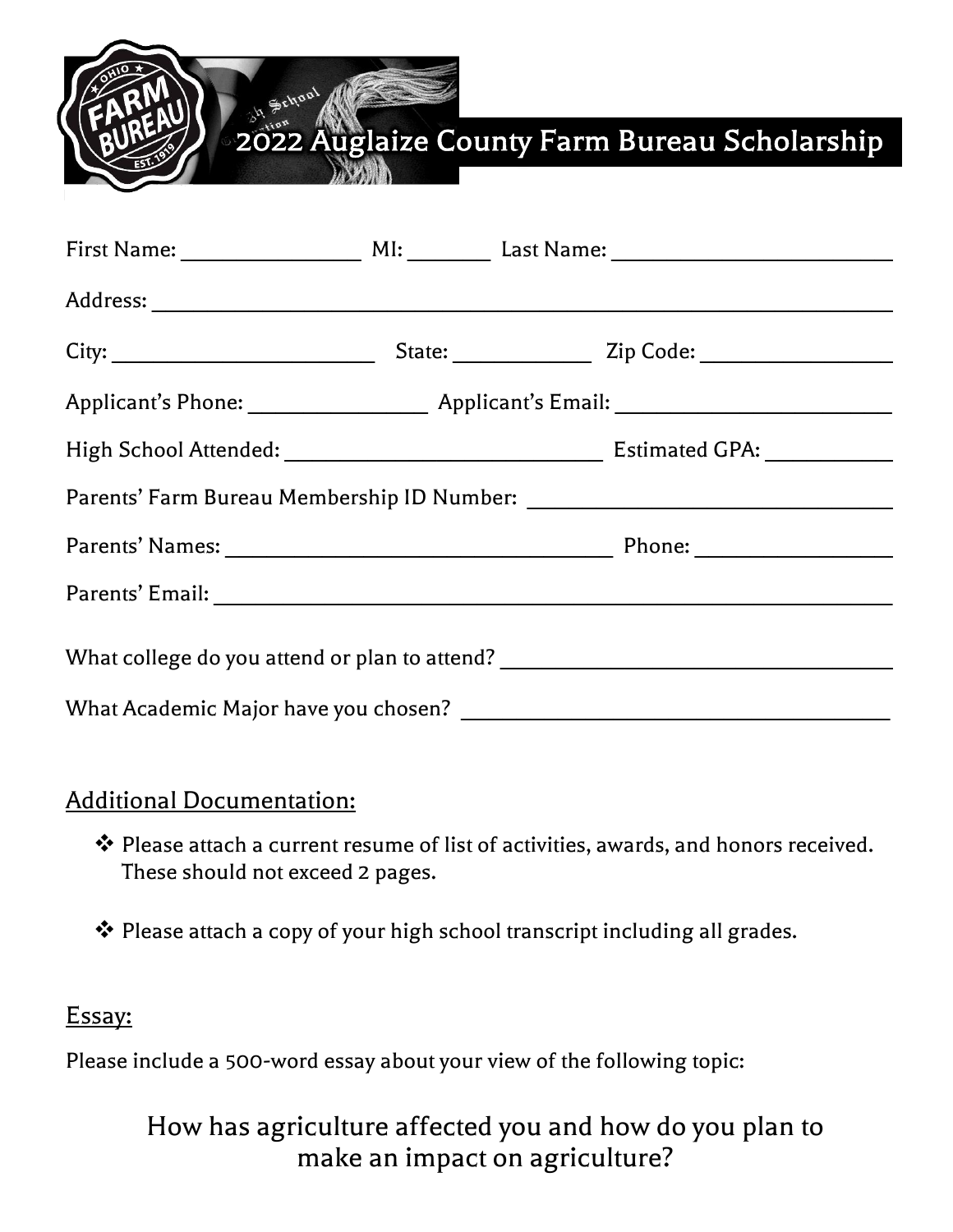# 2022 Auglaize County Farm Bureau Scholarship

First Name: ________________ MI: _______ Last Name: ________________________

Address: ______________________________________________________________

City: ________________________ State: ____________ Zip Code: _________________

Applicant's Phone: ________________ Applicant's Email: ________________________

High School Attended: ____________________________ Estimated GPA: ___________

Parents' Farm Bureau Membership ID Number: _________________________________

Parents' Names: __________________________________ Phone: _________________

Parents' Email: __________________________________________________________

What college do you attend or plan to attend? ___________________________________

What Academic Major have you chosen? ______________________________________

## Additional Documentation:

- Please attach a current resume of list of activities, awards, and honors received. These should not exceed 2 pages.
- Please attach a copy of your high school transcript including all grades.

## Essay:

Please include a 500-word essay about your view of the following topic:

How has agriculture affected you and how do you plan to make an impact on agriculture?